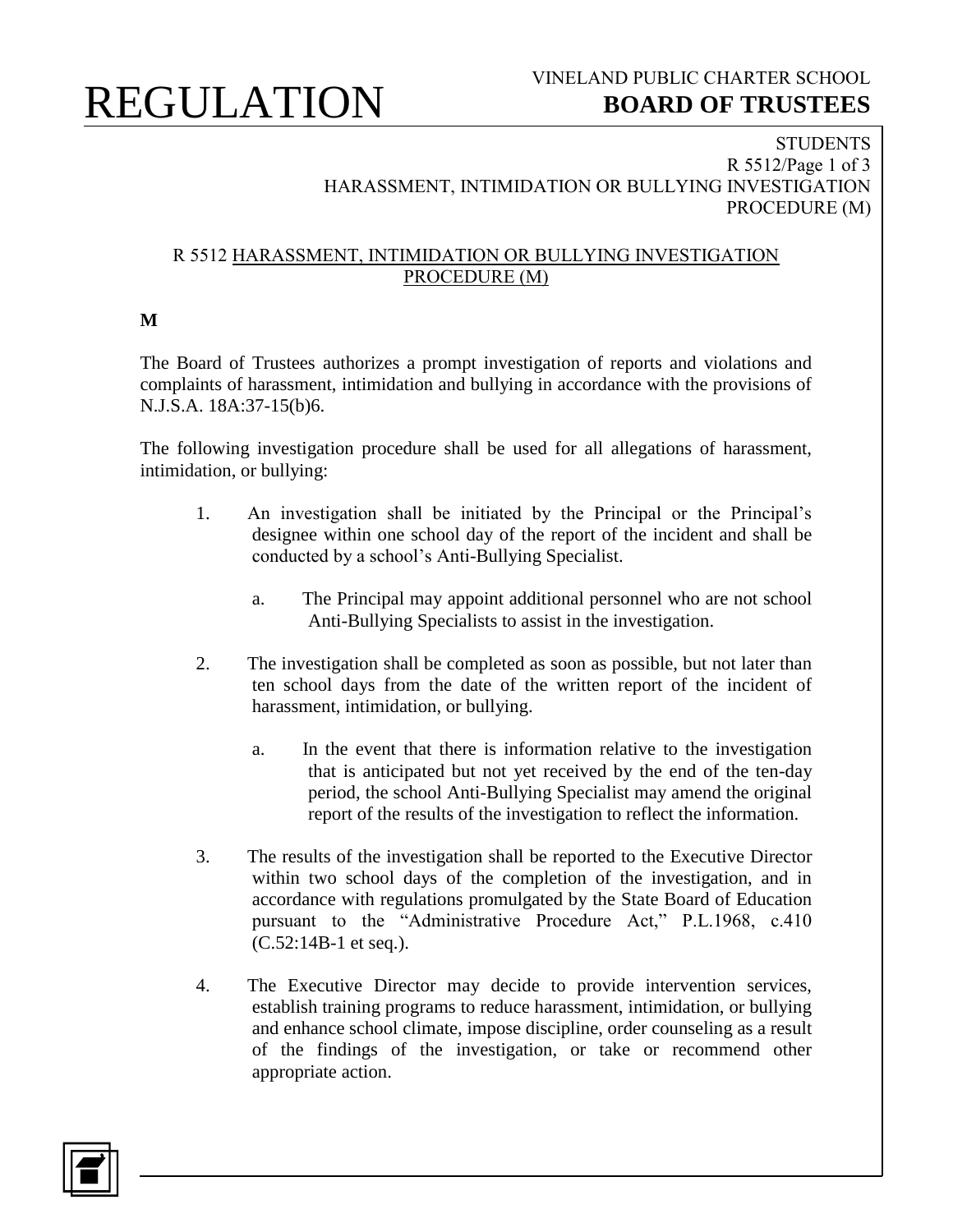# R 5512 HARASSMENT, INTIMIDATION OR BULLYING INVESTIGATION PROCEDURE (M)

**M**

The Board of Trustees authorizes a prompt investigation of reports and violations and complaints of harassment, intimidation and bullying in accordance with the provisions of N.J.S.A. 18A:37-15(b)6.

The following investigation procedure shall be used for all allegations of harassment, intimidation, or bullying:

1. An investigation shall be initiated by the Principal or the Principal's designee within one school day of the report of the incident and shall be conducted by a school's Anti-Bullying Specialist.

   a. The Principal may appoint additional personnel who are not school Anti-Bullying Specialists to assist in the investigation.

2. The investigation shall be completed as soon as possible, but not later than ten school days from the date of the written report of the incident of harassment, intimidation, or bullying.

   a. In the event that there is information relative to the investigation that is anticipated but not yet received by the end of the ten-day period, the school Anti-Bullying Specialist may amend the original report of the results of the investigation to reflect the information.

3. The results of the investigation shall be reported to the Executive Director within two school days of the completion of the investigation, and in accordance with regulations promulgated by the State Board of Education pursuant to the "Administrative Procedure Act," P.L.1968, c.410 (C.52:14B-1 et seq.).

4. The Executive Director may decide to provide intervention services, establish training programs to reduce harassment, intimidation, or bullying and enhance school climate, impose discipline, order counseling as a result of the findings of the investigation, or take or recommend other appropriate action.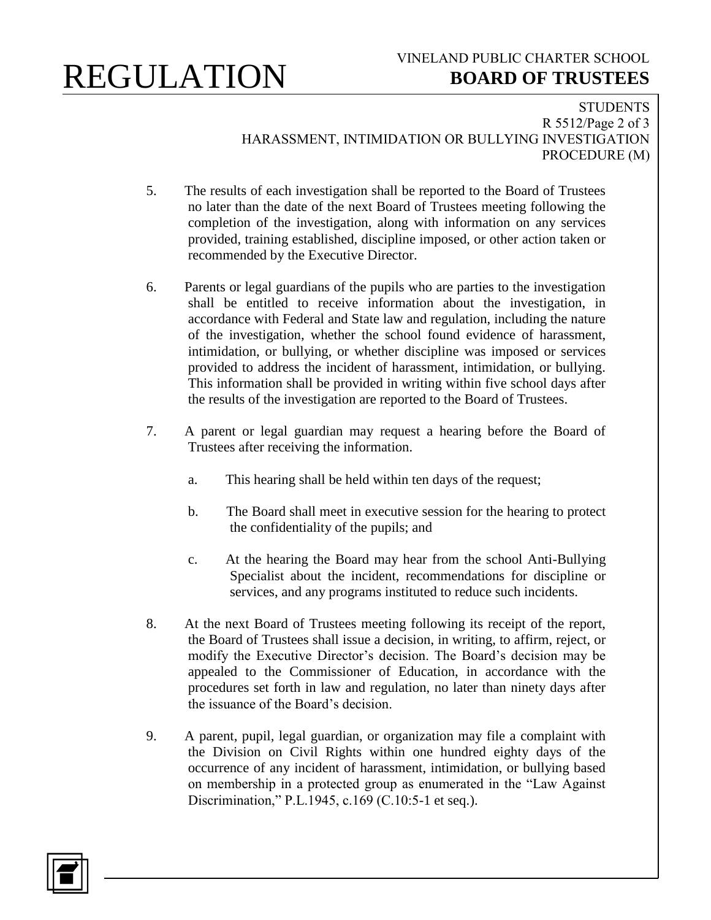5. The results of each investigation shall be reported to the Board of Trustees no later than the date of the next Board of Trustees meeting following the completion of the investigation, along with information on any services provided, training established, discipline imposed, or other action taken or recommended by the Executive Director.

6. Parents or legal guardians of the pupils who are parties to the investigation shall be entitled to receive information about the investigation, in accordance with Federal and State law and regulation, including the nature of the investigation, whether the school found evidence of harassment, intimidation, or bullying, or whether discipline was imposed or services provided to address the incident of harassment, intimidation, or bullying. This information shall be provided in writing within five school days after the results of the investigation are reported to the Board of Trustees.

7. A parent or legal guardian may request a hearing before the Board of Trustees after receiving the information.

   a. This hearing shall be held within ten days of the request;

   b. The Board shall meet in executive session for the hearing to protect the confidentiality of the pupils; and

   c. At the hearing the Board may hear from the school Anti-Bullying Specialist about the incident, recommendations for discipline or services, and any programs instituted to reduce such incidents.

8. At the next Board of Trustees meeting following its receipt of the report, the Board of Trustees shall issue a decision, in writing, to affirm, reject, or modify the Executive Director's decision. The Board's decision may be appealed to the Commissioner of Education, in accordance with the procedures set forth in law and regulation, no later than ninety days after the issuance of the Board's decision.

9. A parent, pupil, legal guardian, or organization may file a complaint with the Division on Civil Rights within one hundred eighty days of the occurrence of any incident of harassment, intimidation, or bullying based on membership in a protected group as enumerated in the "Law Against Discrimination," P.L.1945, c.169 (C.10:5-1 et seq.).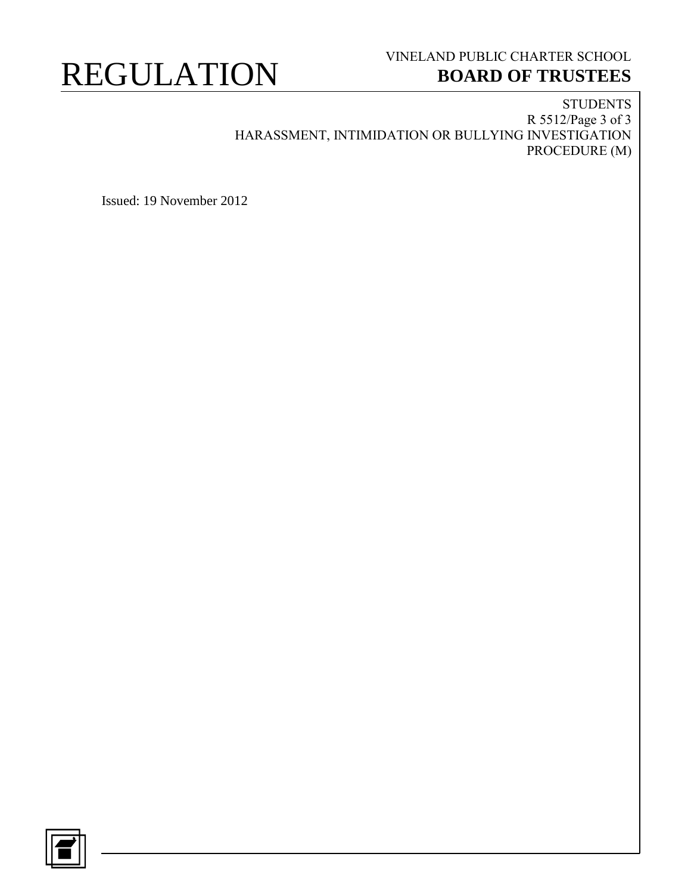Issued: 19 November 2012